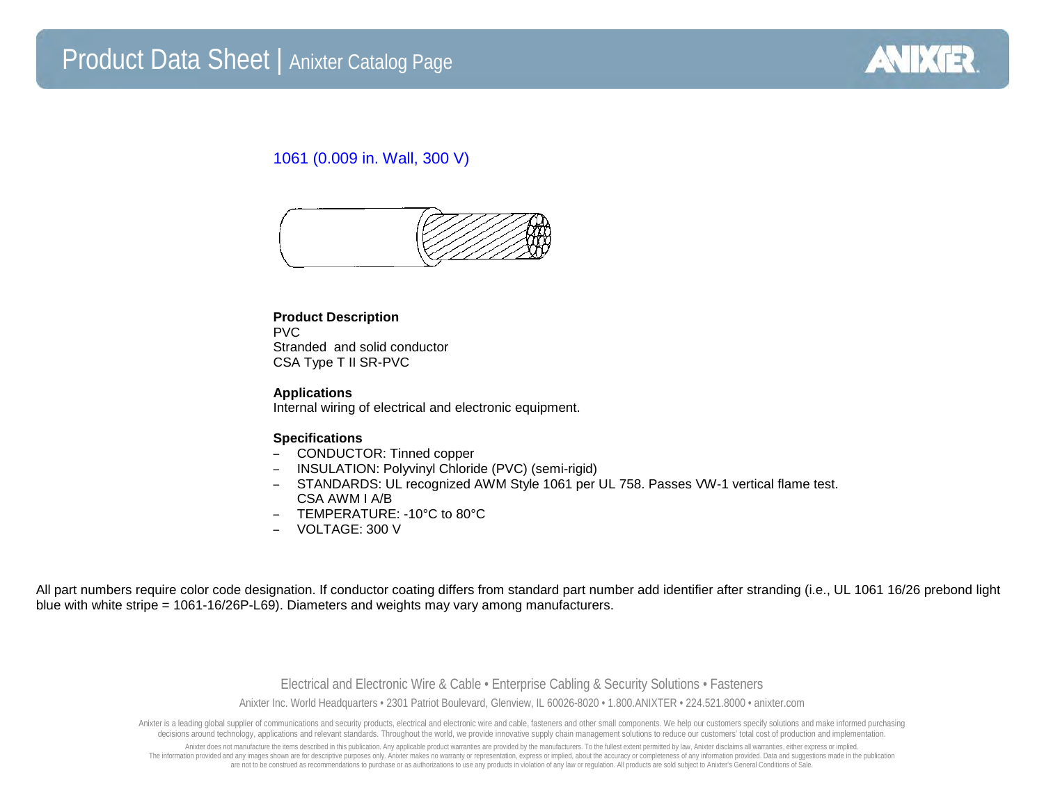# Product Data Sheet | Anixter Catalog Page

## 1061 (0.009 in. Wall, 300 V)

**Product Description**
PVC
Stranded and solid conductor
CSA Type T II SR-PVC

**Applications**
Internal wiring of electrical and electronic equipment.

**Specifications**

- CONDUCTOR: Tinned copper
- INSULATION: Polyvinyl Chloride (PVC) (semi-rigid)
- STANDARDS: UL recognized AWM Style 1061 per UL 758. Passes VW-1 vertical flame test. CSA AWM I A/B
- TEMPERATURE: -10°C to 80°C
- VOLTAGE: 300 V

All part numbers require color code designation. If conductor coating differs from standard part number add identifier after stranding (i.e., UL 1061 16/26 prebond light blue with white stripe = 1061-16/26P-L69). Diameters and weights may vary among manufacturers.

Electrical and Electronic Wire & Cable • Enterprise Cabling & Security Solutions • Fasteners

Anixter Inc. World Headquarters • 2301 Patriot Boulevard, Glenview, IL 60026-8020 • 1.800.ANIXTER • 224.521.8000 • anixter.com

Anixter is a leading global supplier of communications and security products, electrical and electronic wire and cable, fasteners and other small components. We help our customers specify solutions and make informed purchasing decisions around technology, applications and relevant standards. Throughout the world, we provide innovative supply chain management solutions to reduce our customers' total cost of production and implementation.

Anixter does not manufacture the items described in this publication. Any applicable product warranties are provided by the manufacturers. To the fullest extent permitted by law, Anixter disclaims all warranties, either express or implied. The information provided and any images shown are for descriptive purposes only. Anixter makes no warranty or representation, express or implied, about the accuracy or completeness of any information provided. Data and suggestions made in the publication are not to be construed as recommendations to purchase or as authorizations to use any products in violation of any law or regulation. All products are sold subject to Anixter's General Conditions of Sale.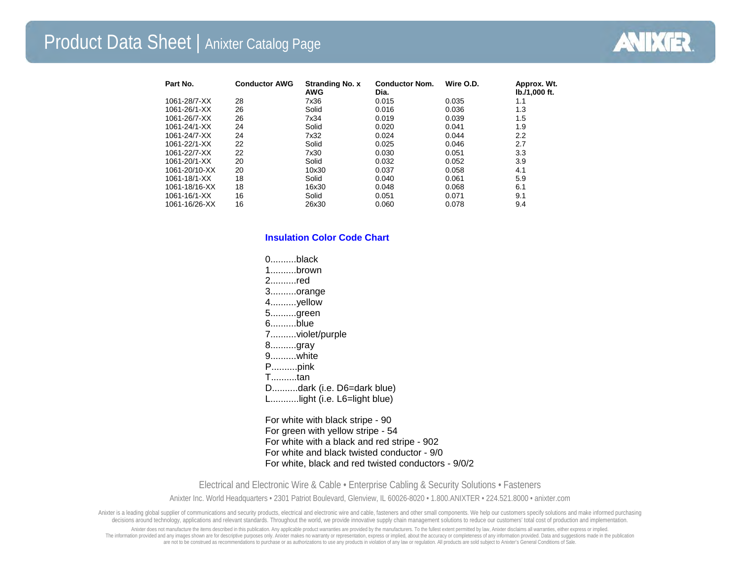# Product Data Sheet | Anixter Catalog Page

| Part No. | Conductor AWG | Stranding No. x AWG | Conductor Nom. Dia. | Wire O.D. | Approx. Wt. lb./1,000 ft. |
|---|---|---|---|---|---|
| 1061-28/7-XX | 28 | 7x36 | 0.015 | 0.035 | 1.1 |
| 1061-26/1-XX | 26 | Solid | 0.016 | 0.036 | 1.3 |
| 1061-26/7-XX | 26 | 7x34 | 0.019 | 0.039 | 1.5 |
| 1061-24/1-XX | 24 | Solid | 0.020 | 0.041 | 1.9 |
| 1061-24/7-XX | 24 | 7x32 | 0.024 | 0.044 | 2.2 |
| 1061-22/1-XX | 22 | Solid | 0.025 | 0.046 | 2.7 |
| 1061-22/7-XX | 22 | 7x30 | 0.030 | 0.051 | 3.3 |
| 1061-20/1-XX | 20 | Solid | 0.032 | 0.052 | 3.9 |
| 1061-20/10-XX | 20 | 10x30 | 0.037 | 0.058 | 4.1 |
| 1061-18/1-XX | 18 | Solid | 0.040 | 0.061 | 5.9 |
| 1061-18/16-XX | 18 | 16x30 | 0.048 | 0.068 | 6.1 |
| 1061-16/1-XX | 16 | Solid | 0.051 | 0.071 | 9.1 |
| 1061-16/26-XX | 16 | 26x30 | 0.060 | 0.078 | 9.4 |

## Insulation Color Code Chart

0..........black
1..........brown
2..........red
3..........orange
4..........yellow
5..........green
6..........blue
7..........violet/purple
8..........gray
9..........white
P..........pink
T..........tan
D..........dark (i.e. D6=dark blue)
L...........light (i.e. L6=light blue)

For white with black stripe - 90
For green with yellow stripe - 54
For white with a black and red stripe - 902
For white and black twisted conductor - 9/0
For white, black and red twisted conductors - 9/0/2

Electrical and Electronic Wire & Cable • Enterprise Cabling & Security Solutions • Fasteners

Anixter Inc. World Headquarters • 2301 Patriot Boulevard, Glenview, IL 60026-8020 • 1.800.ANIXTER • 224.521.8000 • anixter.com

Anixter is a leading global supplier of communications and security products, electrical and electronic wire and cable, fasteners and other small components. We help our customers specify solutions and make informed purchasing decisions around technology, applications and relevant standards. Throughout the world, we provide innovative supply chain management solutions to reduce our customers' total cost of production and implementation.

Anixter does not manufacture the items described in this publication. Any applicable product warranties are provided by the manufacturers. To the fullest extent permitted by law, Anixter disclaims all warranties, either express or implied. The information provided and any images shown are for descriptive purposes only. Anixter makes no warranty or representation, express or implied, about the accuracy or completeness of any information provided. Data and suggestions made in the publication are not to be construed as recommendations to purchase or as authorizations to use any products in violation of any law or regulation. All products are sold subject to Anixter's General Conditions of Sale.